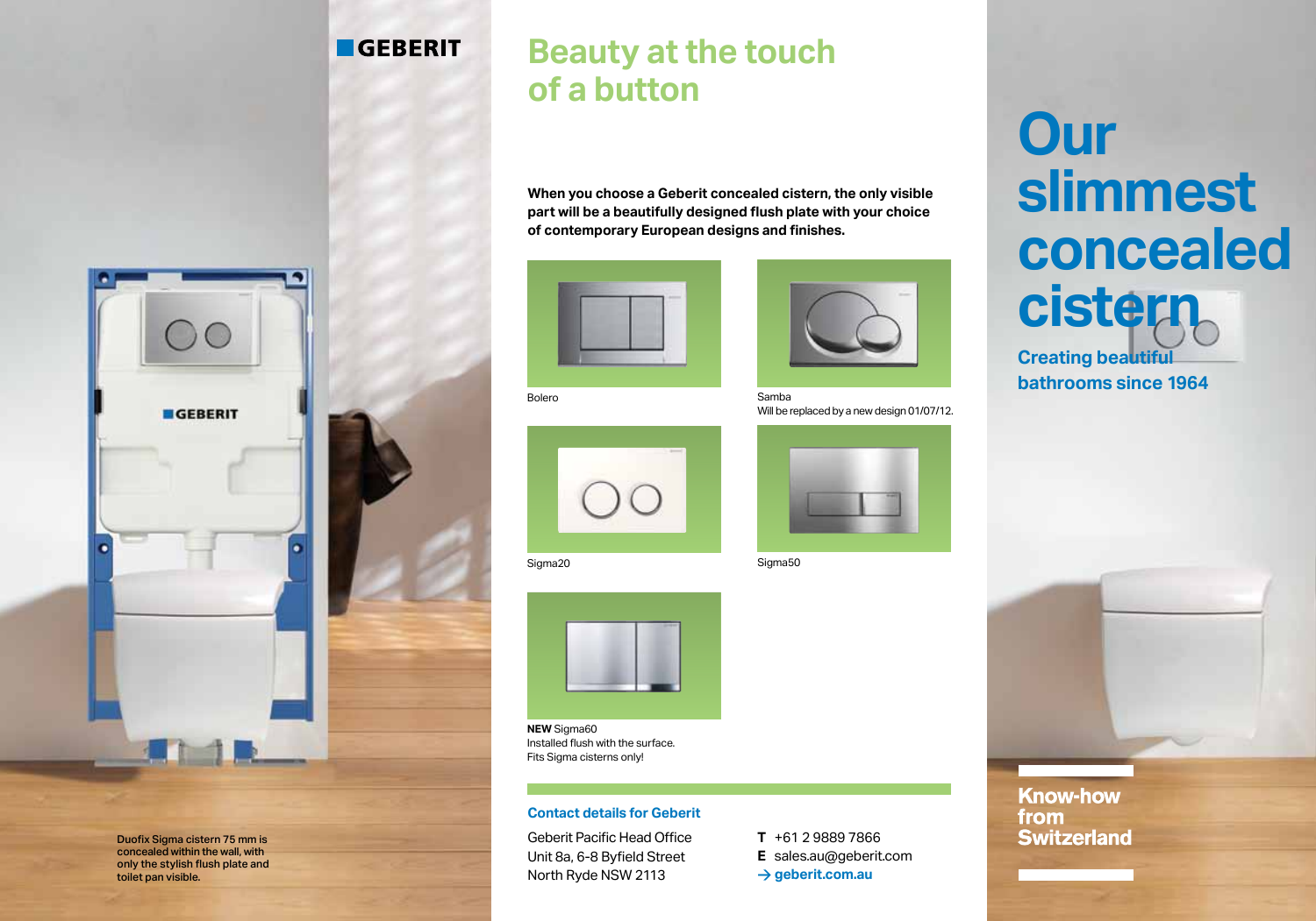GEBERIT

Duofix Sigma cistern 75 mm is concealed within the wall, with only the stylish flush plate and toilet pan visible.

# Beauty at the touch of a button

**When you choose a Geberit concealed cistern, the only visible part will be a beautifully designed flush plate with your choice of contemporary European designs and finishes.**

Bolero

Samba
Will be replaced by a new design 01/07/12.

Sigma20

Sigma50

**NEW** Sigma60
Installed flush with the surface.
Fits Sigma cisterns only!

### Contact details for Geberit

Geberit Pacific Head Office
Unit 8a, 6-8 Byfield Street
North Ryde NSW 2113

**T** +61 2 9889 7866
**E** sales.au@geberit.com
→ **geberit.com.au**

# Our slimmest concealed cistern

**Creating beautiful bathrooms since 1964**

**Know-how from Switzerland**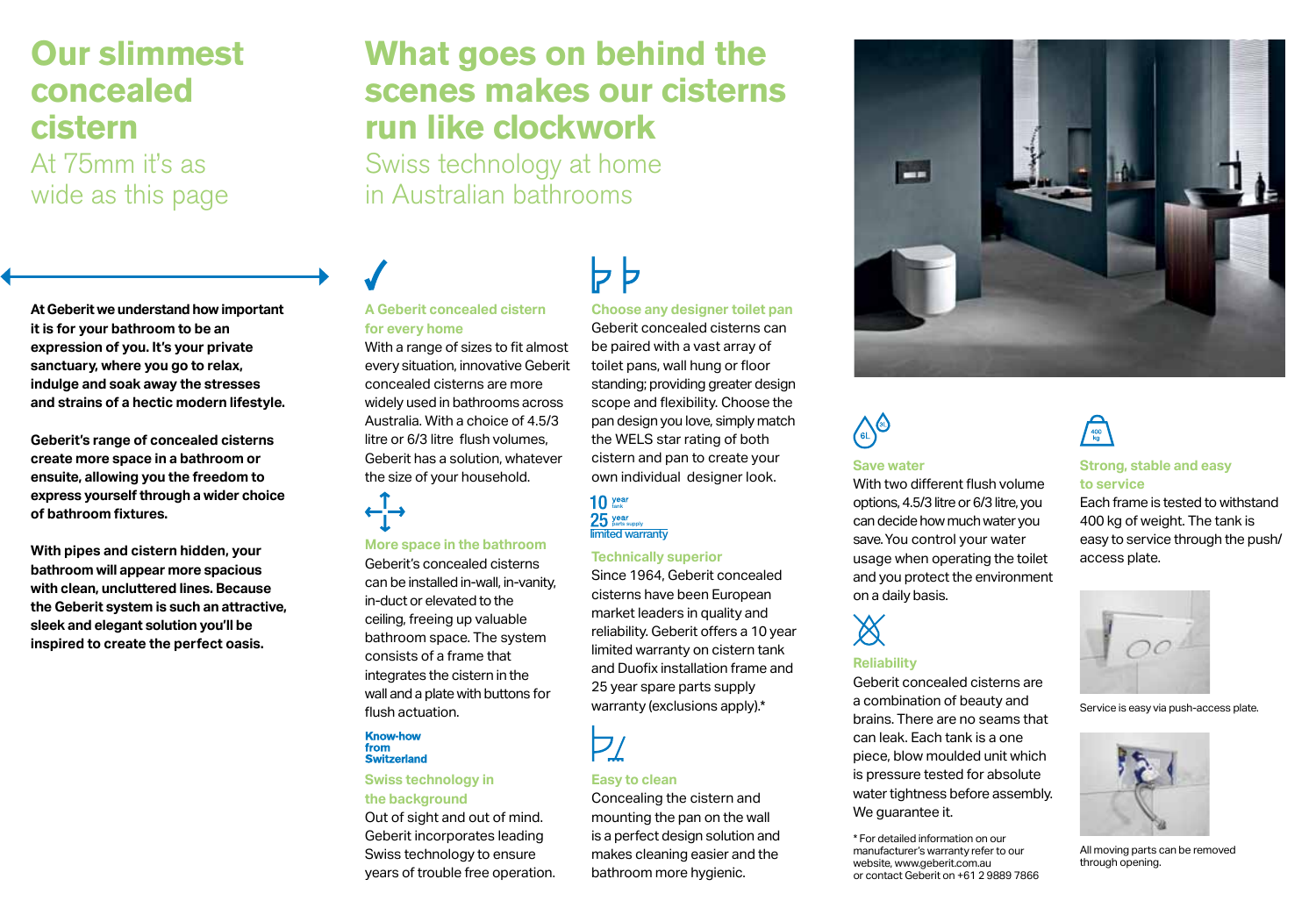# Our slimmest concealed cistern

At 75mm it's as wide as this page

**At Geberit we understand how important it is for your bathroom to be an expression of you. It's your private sanctuary, where you go to relax, indulge and soak away the stresses and strains of a hectic modern lifestyle.**

**Geberit's range of concealed cisterns create more space in a bathroom or ensuite, allowing you the freedom to express yourself through a wider choice of bathroom fixtures.**

**With pipes and cistern hidden, your bathroom will appear more spacious with clean, uncluttered lines. Because the Geberit system is such an attractive, sleek and elegant solution you'll be inspired to create the perfect oasis.**

# What goes on behind the scenes makes our cisterns run like clockwork

Swiss technology at home in Australian bathrooms

### A Geberit concealed cistern for every home

With a range of sizes to fit almost every situation, innovative Geberit concealed cisterns are more widely used in bathrooms across Australia. With a choice of 4.5/3 litre or 6/3 litre flush volumes, Geberit has a solution, whatever the size of your household.

### More space in the bathroom

Geberit's concealed cisterns can be installed in-wall, in-vanity, in-duct or elevated to the ceiling, freeing up valuable bathroom space. The system consists of a frame that integrates the cistern in the wall and a plate with buttons for flush actuation.

**Know-how from Switzerland**

### Swiss technology in the background

Out of sight and out of mind. Geberit incorporates leading Swiss technology to ensure years of trouble free operation.

### Choose any designer toilet pan

Geberit concealed cisterns can be paired with a vast array of toilet pans, wall hung or floor standing; providing greater design scope and flexibility. Choose the pan design you love, simply match the WELS star rating of both cistern and pan to create your own individual designer look.

10 year tank
25 year parts supply
limited warranty

### Technically superior

Since 1964, Geberit concealed cisterns have been European market leaders in quality and reliability. Geberit offers a 10 year limited warranty on cistern tank and Duofix installation frame and 25 year spare parts supply warranty (exclusions apply).*

### Easy to clean

Concealing the cistern and mounting the pan on the wall is a perfect design solution and makes cleaning easier and the bathroom more hygienic.

### Save water

With two different flush volume options, 4.5/3 litre or 6/3 litre, you can decide how much water you save. You control your water usage when operating the toilet and you protect the environment on a daily basis.

### Reliability

Geberit concealed cisterns are a combination of beauty and brains. There are no seams that can leak. Each tank is a one piece, blow moulded unit which is pressure tested for absolute water tightness before assembly. We guarantee it.

\* For detailed information on our manufacturer's warranty refer to our website, www.geberit.com.au or contact Geberit on +61 2 9889 7866

### Strong, stable and easy to service

Each frame is tested to withstand 400 kg of weight. The tank is easy to service through the push/access plate.

Service is easy via push-access plate.

All moving parts can be removed through opening.